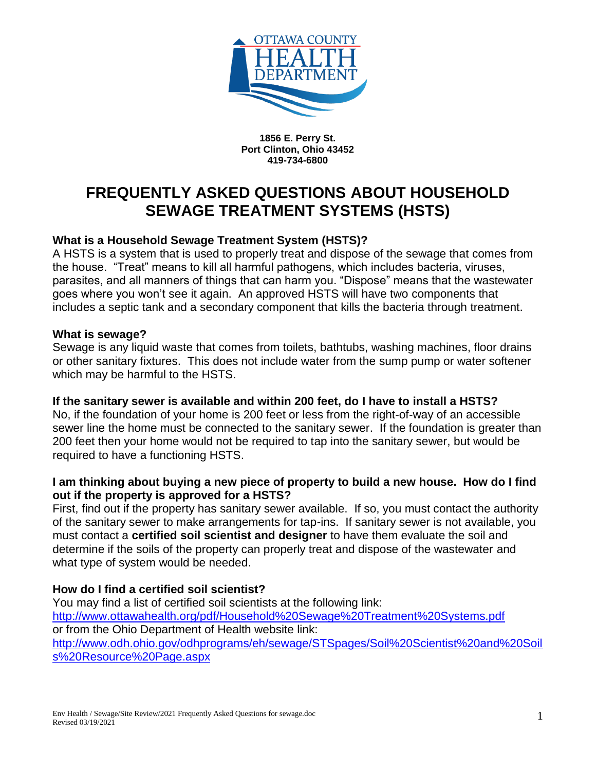OTTAWA COUNTY HEALTH DEPARTMENT

**1856 E. Perry St.**
**Port Clinton, Ohio 43452**
**419-734-6800**

# FREQUENTLY ASKED QUESTIONS ABOUT HOUSEHOLD SEWAGE TREATMENT SYSTEMS (HSTS)

**What is a Household Sewage Treatment System (HSTS)?**

A HSTS is a system that is used to properly treat and dispose of the sewage that comes from the house. "Treat" means to kill all harmful pathogens, which includes bacteria, viruses, parasites, and all manners of things that can harm you. "Dispose" means that the wastewater goes where you won't see it again. An approved HSTS will have two components that includes a septic tank and a secondary component that kills the bacteria through treatment.

**What is sewage?**

Sewage is any liquid waste that comes from toilets, bathtubs, washing machines, floor drains or other sanitary fixtures. This does not include water from the sump pump or water softener which may be harmful to the HSTS.

**If the sanitary sewer is available and within 200 feet, do I have to install a HSTS?**

No, if the foundation of your home is 200 feet or less from the right-of-way of an accessible sewer line the home must be connected to the sanitary sewer. If the foundation is greater than 200 feet then your home would not be required to tap into the sanitary sewer, but would be required to have a functioning HSTS.

**I am thinking about buying a new piece of property to build a new house. How do I find out if the property is approved for a HSTS?**

First, find out if the property has sanitary sewer available. If so, you must contact the authority of the sanitary sewer to make arrangements for tap-ins. If sanitary sewer is not available, you must contact a **certified soil scientist and designer** to have them evaluate the soil and determine if the soils of the property can properly treat and dispose of the wastewater and what type of system would be needed.

**How do I find a certified soil scientist?**

You may find a list of certified soil scientists at the following link:
http://www.ottawahealth.org/pdf/Household%20Sewage%20Treatment%20Systems.pdf
or from the Ohio Department of Health website link:
http://www.odh.ohio.gov/odhprograms/eh/sewage/STSpages/Soil%20Scientist%20and%20Soils%20Resource%20Page.aspx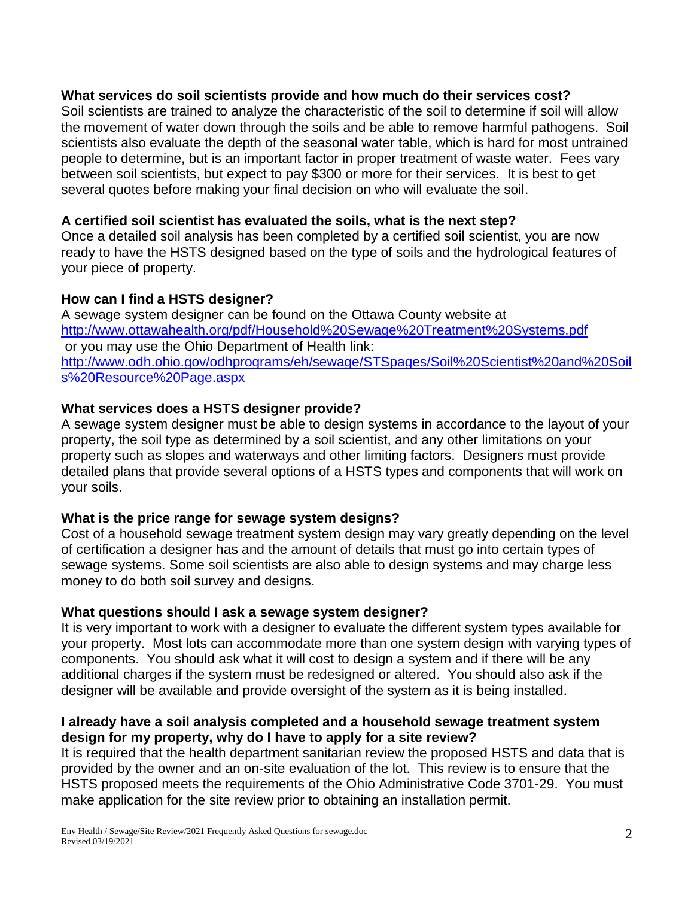**What services do soil scientists provide and how much do their services cost?**

Soil scientists are trained to analyze the characteristic of the soil to determine if soil will allow the movement of water down through the soils and be able to remove harmful pathogens. Soil scientists also evaluate the depth of the seasonal water table, which is hard for most untrained people to determine, but is an important factor in proper treatment of waste water. Fees vary between soil scientists, but expect to pay $300 or more for their services. It is best to get several quotes before making your final decision on who will evaluate the soil.

**A certified soil scientist has evaluated the soils, what is the next step?**

Once a detailed soil analysis has been completed by a certified soil scientist, you are now ready to have the HSTS designed based on the type of soils and the hydrological features of your piece of property.

**How can I find a HSTS designer?**

A sewage system designer can be found on the Ottawa County website at http://www.ottawahealth.org/pdf/Household%20Sewage%20Treatment%20Systems.pdf or you may use the Ohio Department of Health link: http://www.odh.ohio.gov/odhprograms/eh/sewage/STSpages/Soil%20Scientist%20and%20Soils%20Resource%20Page.aspx

**What services does a HSTS designer provide?**

A sewage system designer must be able to design systems in accordance to the layout of your property, the soil type as determined by a soil scientist, and any other limitations on your property such as slopes and waterways and other limiting factors. Designers must provide detailed plans that provide several options of a HSTS types and components that will work on your soils.

**What is the price range for sewage system designs?**

Cost of a household sewage treatment system design may vary greatly depending on the level of certification a designer has and the amount of details that must go into certain types of sewage systems. Some soil scientists are also able to design systems and may charge less money to do both soil survey and designs.

**What questions should I ask a sewage system designer?**

It is very important to work with a designer to evaluate the different system types available for your property. Most lots can accommodate more than one system design with varying types of components. You should ask what it will cost to design a system and if there will be any additional charges if the system must be redesigned or altered. You should also ask if the designer will be available and provide oversight of the system as it is being installed.

**I already have a soil analysis completed and a household sewage treatment system design for my property, why do I have to apply for a site review?**

It is required that the health department sanitarian review the proposed HSTS and data that is provided by the owner and an on-site evaluation of the lot. This review is to ensure that the HSTS proposed meets the requirements of the Ohio Administrative Code 3701-29. You must make application for the site review prior to obtaining an installation permit.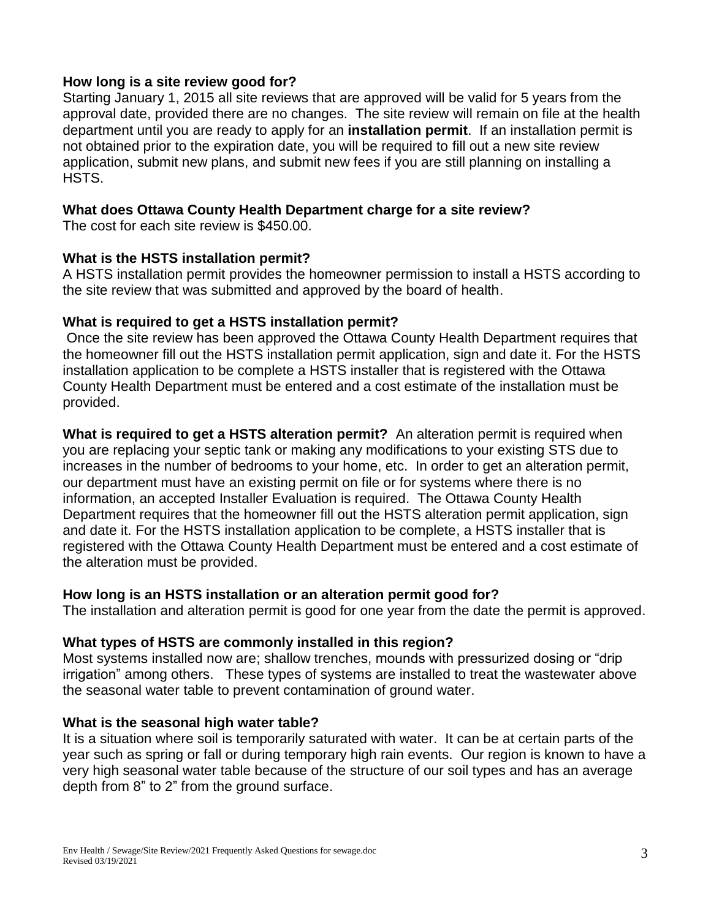**How long is a site review good for?**
Starting January 1, 2015 all site reviews that are approved will be valid for 5 years from the approval date, provided there are no changes. The site review will remain on file at the health department until you are ready to apply for an **installation permit**. If an installation permit is not obtained prior to the expiration date, you will be required to fill out a new site review application, submit new plans, and submit new fees if you are still planning on installing a HSTS.

**What does Ottawa County Health Department charge for a site review?**
The cost for each site review is $450.00.

**What is the HSTS installation permit?**
A HSTS installation permit provides the homeowner permission to install a HSTS according to the site review that was submitted and approved by the board of health.

**What is required to get a HSTS installation permit?**
Once the site review has been approved the Ottawa County Health Department requires that the homeowner fill out the HSTS installation permit application, sign and date it. For the HSTS installation application to be complete a HSTS installer that is registered with the Ottawa County Health Department must be entered and a cost estimate of the installation must be provided.

**What is required to get a HSTS alteration permit?** An alteration permit is required when you are replacing your septic tank or making any modifications to your existing STS due to increases in the number of bedrooms to your home, etc. In order to get an alteration permit, our department must have an existing permit on file or for systems where there is no information, an accepted Installer Evaluation is required. The Ottawa County Health Department requires that the homeowner fill out the HSTS alteration permit application, sign and date it. For the HSTS installation application to be complete, a HSTS installer that is registered with the Ottawa County Health Department must be entered and a cost estimate of the alteration must be provided.

**How long is an HSTS installation or an alteration permit good for?**
The installation and alteration permit is good for one year from the date the permit is approved.

**What types of HSTS are commonly installed in this region?**
Most systems installed now are; shallow trenches, mounds with pressurized dosing or "drip irrigation" among others. These types of systems are installed to treat the wastewater above the seasonal water table to prevent contamination of ground water.

**What is the seasonal high water table?**
It is a situation where soil is temporarily saturated with water. It can be at certain parts of the year such as spring or fall or during temporary high rain events. Our region is known to have a very high seasonal water table because of the structure of our soil types and has an average depth from 8" to 2" from the ground surface.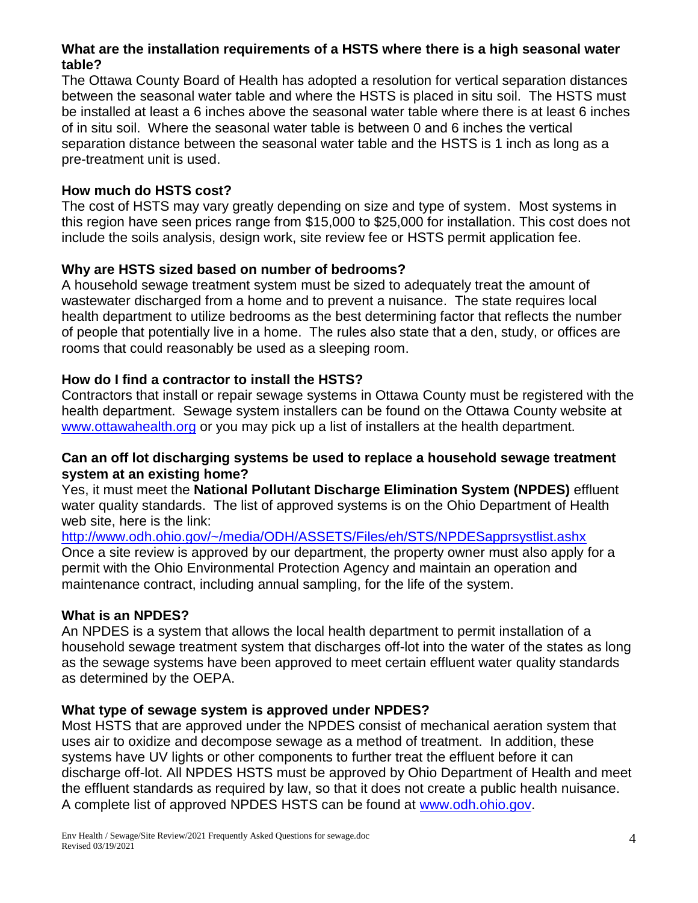**What are the installation requirements of a HSTS where there is a high seasonal water table?**

The Ottawa County Board of Health has adopted a resolution for vertical separation distances between the seasonal water table and where the HSTS is placed in situ soil. The HSTS must be installed at least a 6 inches above the seasonal water table where there is at least 6 inches of in situ soil. Where the seasonal water table is between 0 and 6 inches the vertical separation distance between the seasonal water table and the HSTS is 1 inch as long as a pre-treatment unit is used.

**How much do HSTS cost?**

The cost of HSTS may vary greatly depending on size and type of system. Most systems in this region have seen prices range from $15,000 to $25,000 for installation. This cost does not include the soils analysis, design work, site review fee or HSTS permit application fee.

**Why are HSTS sized based on number of bedrooms?**

A household sewage treatment system must be sized to adequately treat the amount of wastewater discharged from a home and to prevent a nuisance. The state requires local health department to utilize bedrooms as the best determining factor that reflects the number of people that potentially live in a home. The rules also state that a den, study, or offices are rooms that could reasonably be used as a sleeping room.

**How do I find a contractor to install the HSTS?**

Contractors that install or repair sewage systems in Ottawa County must be registered with the health department. Sewage system installers can be found on the Ottawa County website at www.ottawahealth.org or you may pick up a list of installers at the health department.

**Can an off lot discharging systems be used to replace a household sewage treatment system at an existing home?**

Yes, it must meet the **National Pollutant Discharge Elimination System (NPDES)** effluent water quality standards. The list of approved systems is on the Ohio Department of Health web site, here is the link:
http://www.odh.ohio.gov/~/media/ODH/ASSETS/Files/eh/STS/NPDESapprsystlist.ashx
Once a site review is approved by our department, the property owner must also apply for a permit with the Ohio Environmental Protection Agency and maintain an operation and maintenance contract, including annual sampling, for the life of the system.

**What is an NPDES?**

An NPDES is a system that allows the local health department to permit installation of a household sewage treatment system that discharges off-lot into the water of the states as long as the sewage systems have been approved to meet certain effluent water quality standards as determined by the OEPA.

**What type of sewage system is approved under NPDES?**

Most HSTS that are approved under the NPDES consist of mechanical aeration system that uses air to oxidize and decompose sewage as a method of treatment. In addition, these systems have UV lights or other components to further treat the effluent before it can discharge off-lot. All NPDES HSTS must be approved by Ohio Department of Health and meet the effluent standards as required by law, so that it does not create a public health nuisance. A complete list of approved NPDES HSTS can be found at www.odh.ohio.gov.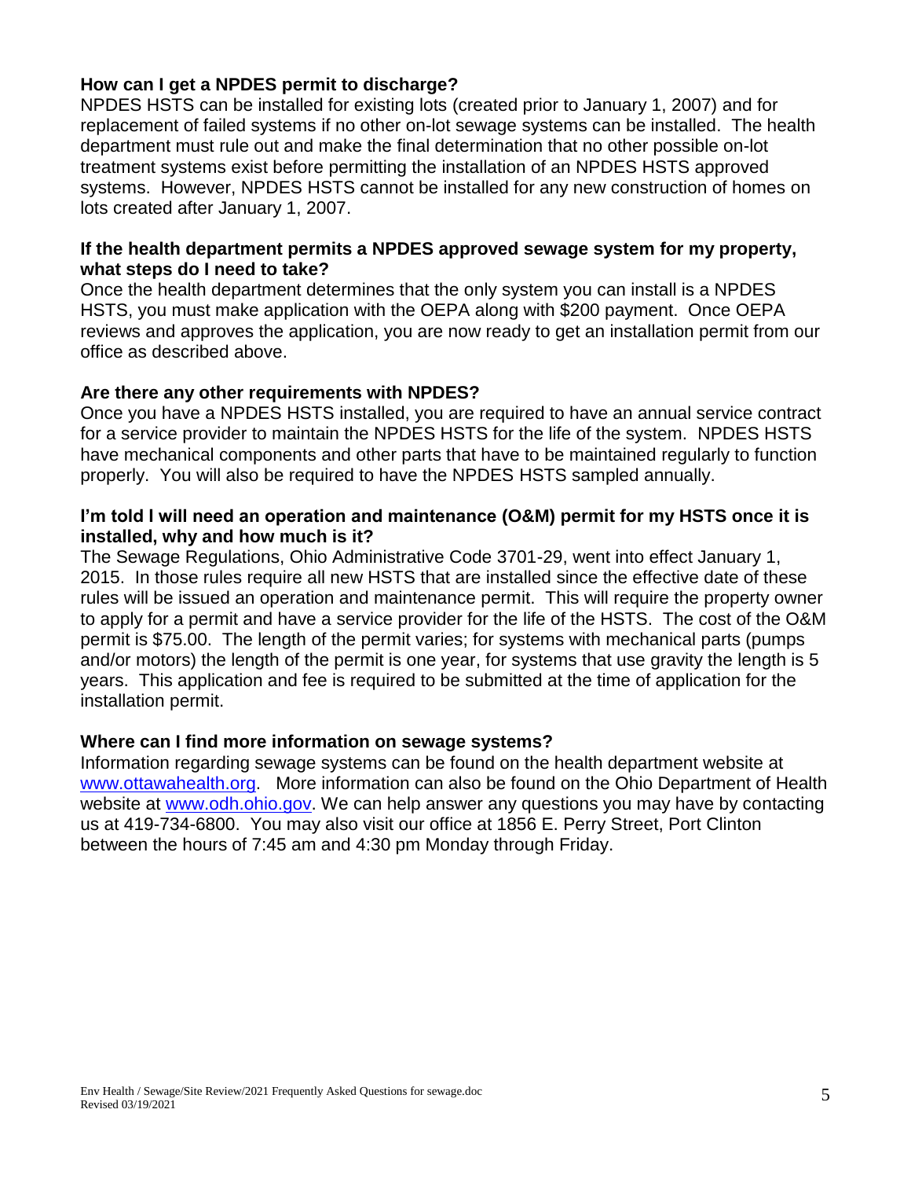**How can I get a NPDES permit to discharge?**

NPDES HSTS can be installed for existing lots (created prior to January 1, 2007) and for replacement of failed systems if no other on-lot sewage systems can be installed. The health department must rule out and make the final determination that no other possible on-lot treatment systems exist before permitting the installation of an NPDES HSTS approved systems. However, NPDES HSTS cannot be installed for any new construction of homes on lots created after January 1, 2007.

**If the health department permits a NPDES approved sewage system for my property, what steps do I need to take?**

Once the health department determines that the only system you can install is a NPDES HSTS, you must make application with the OEPA along with $200 payment. Once OEPA reviews and approves the application, you are now ready to get an installation permit from our office as described above.

**Are there any other requirements with NPDES?**

Once you have a NPDES HSTS installed, you are required to have an annual service contract for a service provider to maintain the NPDES HSTS for the life of the system. NPDES HSTS have mechanical components and other parts that have to be maintained regularly to function properly. You will also be required to have the NPDES HSTS sampled annually.

**I'm told I will need an operation and maintenance (O&M) permit for my HSTS once it is installed, why and how much is it?**

The Sewage Regulations, Ohio Administrative Code 3701-29, went into effect January 1, 2015. In those rules require all new HSTS that are installed since the effective date of these rules will be issued an operation and maintenance permit. This will require the property owner to apply for a permit and have a service provider for the life of the HSTS. The cost of the O&M permit is $75.00. The length of the permit varies; for systems with mechanical parts (pumps and/or motors) the length of the permit is one year, for systems that use gravity the length is 5 years. This application and fee is required to be submitted at the time of application for the installation permit.

**Where can I find more information on sewage systems?**

Information regarding sewage systems can be found on the health department website at [www.ottawahealth.org](www.ottawahealth.org). More information can also be found on the Ohio Department of Health website at [www.odh.ohio.gov](www.odh.ohio.gov). We can help answer any questions you may have by contacting us at 419-734-6800. You may also visit our office at 1856 E. Perry Street, Port Clinton between the hours of 7:45 am and 4:30 pm Monday through Friday.